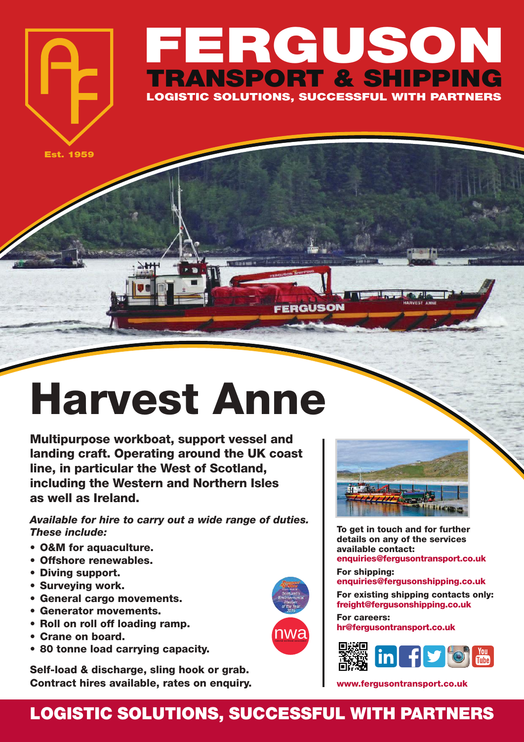# FERGUSON

## TRANSPORT & SHIPPING

**LOGISTIC SOLUTIONS, SUCCESSFUL WITH PARTNERS**

Est. 1959

# Harvest Anne

**Multipurpose workboat, support vessel and landing craft. Operating around the UK coast line, in particular the West of Scotland, including the Western and Northern Isles as well as Ireland.**

***Available for hire to carry out a wide range of duties. These include:***

- **O&M for aquaculture.**
- **Offshore renewables.**
- **Diving support.**
- **Surveying work.**
- **General cargo movements.**
- **Generator movements.**
- **Roll on roll off loading ramp.**
- **Crane on board.**
- **80 tonne load carrying capacity.**

**Self-load & discharge, sling hook or grab.**
**Contract hires available, rates on enquiry.**

**To get in touch and for further details on any of the services available contact:**
**enquiries@fergusontransport.co.uk**

**For shipping:**
**enquiries@fergusonshipping.co.uk**

**For existing shipping contacts only:**
**freight@fergusonshipping.co.uk**

**For careers:**
**hr@fergusontransport.co.uk**

**www.fergusontransport.co.uk**

## LOGISTIC SOLUTIONS, SUCCESSFUL WITH PARTNERS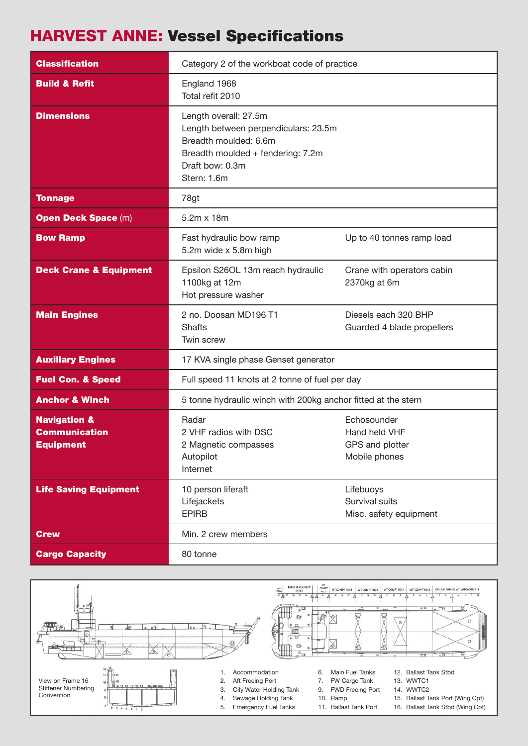# HARVEST ANNE: Vessel Specifications

| | | |
|---|---|---|
| **Classification** | Category 2 of the workboat code of practice | |
| **Build & Refit** | England 1968<br>Total refit 2010 | |
| **Dimensions** | Length overall: 27.5m<br>Length between perpendiculars: 23.5m<br>Breadth moulded: 6.6m<br>Breadth moulded + fendering: 7.2m<br>Draft bow: 0.3m<br>Stern: 1.6m | |
| **Tonnage** | 78gt | |
| **Open Deck Space** (m) | 5.2m x 18m | |
| **Bow Ramp** | Fast hydraulic bow ramp<br>5.2m wide x 5.8m high | Up to 40 tonnes ramp load |
| **Deck Crane & Equipment** | Epsilon S26OL 13m reach hydraulic<br>1100kg at 12m<br>Hot pressure washer | Crane with operators cabin<br>2370kg at 6m |
| **Main Engines** | 2 no. Doosan MD196 T1<br>Shafts<br>Twin screw | Diesels each 320 BHP<br>Guarded 4 blade propellers |
| **Auxillary Engines** | 17 KVA single phase Genset generator | |
| **Fuel Con. & Speed** | Full speed 11 knots at 2 tonne of fuel per day | |
| **Anchor & Winch** | 5 tonne hydraulic winch with 200kg anchor fitted at the stern | |
| **Navigation & Communication Equipment** | Radar<br>2 VHF radios with DSC<br>2 Magnetic compasses<br>Autopilot<br>Internet | Echosounder<br>Hand held VHF<br>GPS and plotter<br>Mobile phones |
| **Life Saving Equipment** | 10 person liferaft<br>Lifejackets<br>EPIRB | Lifebuoys<br>Survival suits<br>Misc. safety equipment |
| **Crew** | Min. 2 crew members | |
| **Cargo Capacity** | 80 tonne | |

View on Frame 16
Stiffener Numbering
Convention

1. Accommodation
2. Aft Freeing Port
3. Oily Water Holding Tank
4. Sewage Holding Tank
5. Emergency Fuel Tanks
6. Main Fuel Tanks
7. FW Cargo Tank
9. FWD Freeing Port
10. Ramp
11. Ballast Tank Port
12. Ballast Tank Stbd
13. WWTC1
14. WWTC2
15. Ballast Tank Port (Wing Cpt)
16. Ballast Tank Stbd (Wing Cpt)